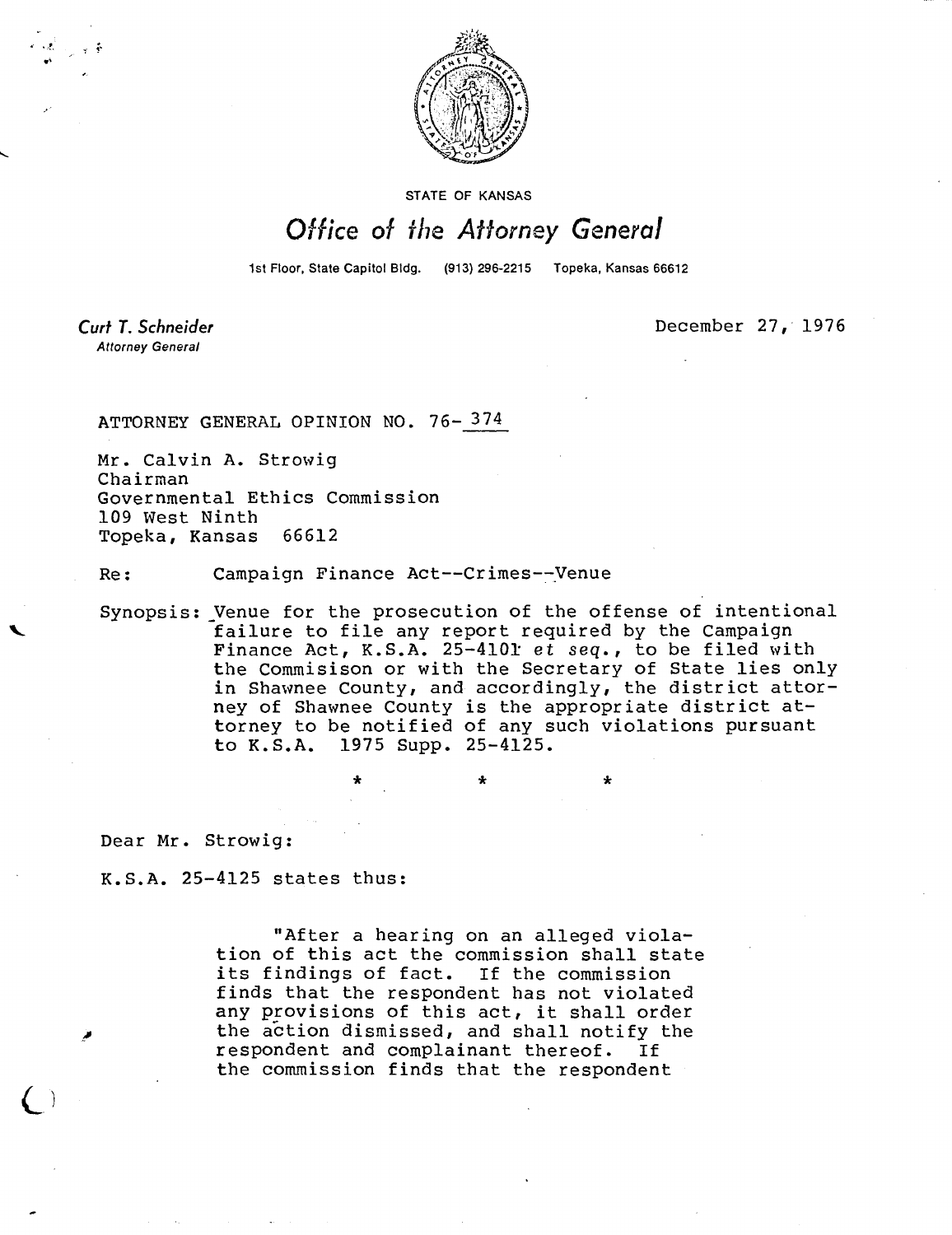STATE OF KANSAS

# *Office of the Attorney General*

1st Floor, State Capitol Bldg. (913) 296-2215 Topeka, Kansas 66612

*Curt T. Schneider*
*Attorney General*

December 27, 1976

ATTORNEY GENERAL OPINION NO. 76- 374

Mr. Calvin A. Strowig
Chairman
Governmental Ethics Commission
109 West Ninth
Topeka, Kansas 66612

Re: Campaign Finance Act--Crimes--Venue

Synopsis: Venue for the prosecution of the offense of intentional failure to file any report required by the Campaign Finance Act, K.S.A. 25-4101 *et seq.*, to be filed with the Commisison or with the Secretary of State lies only in Shawnee County, and accordingly, the district attorney of Shawnee County is the appropriate district attorney to be notified of any such violations pursuant to K.S.A. 1975 Supp. 25-4125.

\* \* \*

Dear Mr. Strowig:

K.S.A. 25-4125 states thus:

> "After a hearing on an alleged violation of this act the commission shall state its findings of fact. If the commission finds that the respondent has not violated any provisions of this act, it shall order the action dismissed, and shall notify the respondent and complainant thereof. If the commission finds that the respondent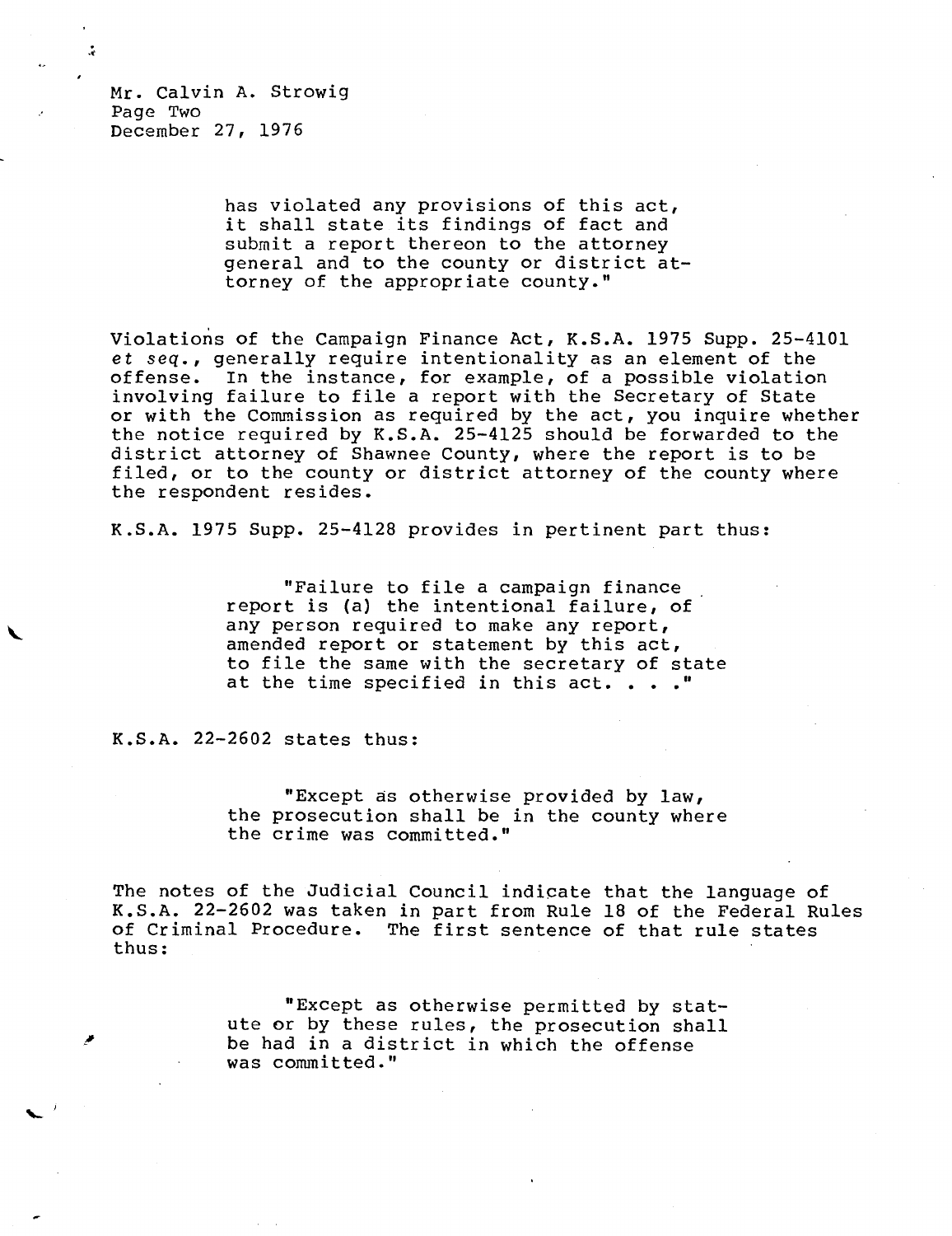Mr. Calvin A. Strowig
Page Two
December 27, 1976

> has violated any provisions of this act, it shall state its findings of fact and submit a report thereon to the attorney general and to the county or district attorney of the appropriate county."

Violations of the Campaign Finance Act, K.S.A. 1975 Supp. 25-4101 *et seq.*, generally require intentionality as an element of the offense. In the instance, for example, of a possible violation involving failure to file a report with the Secretary of State or with the Commission as required by the act, you inquire whether the notice required by K.S.A. 25-4125 should be forwarded to the district attorney of Shawnee County, where the report is to be filed, or to the county or district attorney of the county where the respondent resides.

K.S.A. 1975 Supp. 25-4128 provides in pertinent part thus:

> "Failure to file a campaign finance report is (a) the intentional failure, of any person required to make any report, amended report or statement by this act, to file the same with the secretary of state at the time specified in this act. . . ."

K.S.A. 22-2602 states thus:

> "Except as otherwise provided by law, the prosecution shall be in the county where the crime was committed."

The notes of the Judicial Council indicate that the language of K.S.A. 22-2602 was taken in part from Rule 18 of the Federal Rules of Criminal Procedure. The first sentence of that rule states thus:

> "Except as otherwise permitted by statute or by these rules, the prosecution shall be had in a district in which the offense was committed."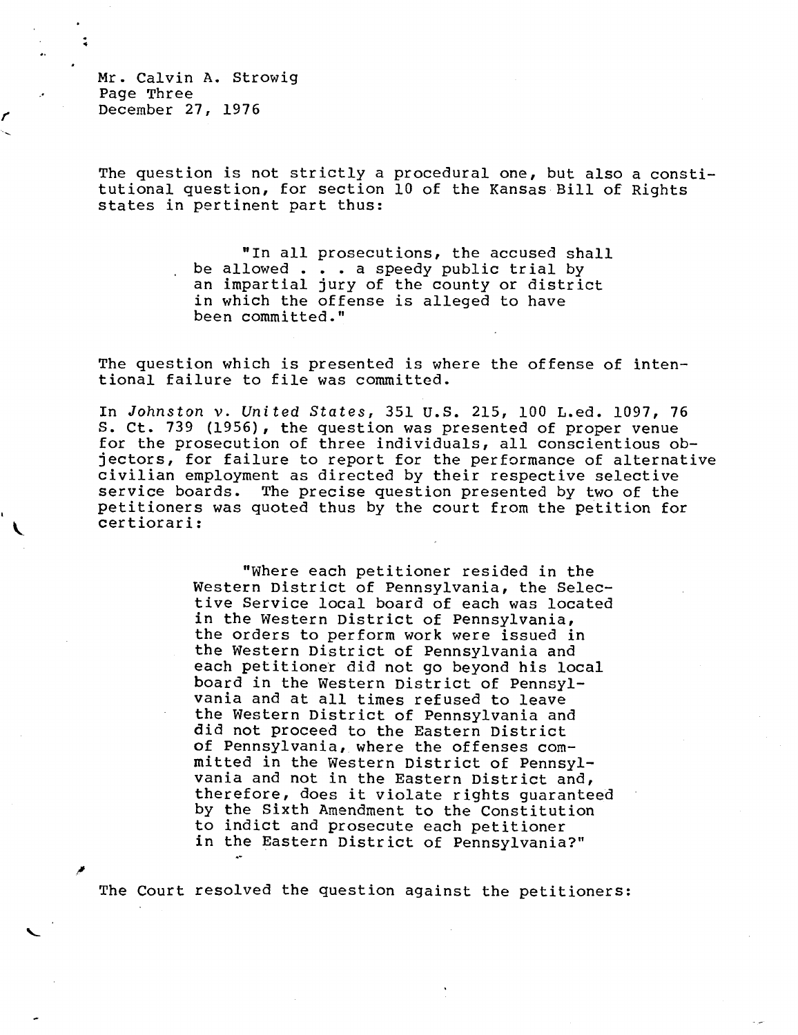Mr. Calvin A. Strowig
Page Three
December 27, 1976

The question is not strictly a procedural one, but also a constitutional question, for section 10 of the Kansas Bill of Rights states in pertinent part thus:

> "In all prosecutions, the accused shall be allowed . . . a speedy public trial by an impartial jury of the county or district in which the offense is alleged to have been committed."

The question which is presented is where the offense of intentional failure to file was committed.

In *Johnston v. United States*, 351 U.S. 215, 100 L.ed. 1097, 76 S. Ct. 739 (1956), the question was presented of proper venue for the prosecution of three individuals, all conscientious objectors, for failure to report for the performance of alternative civilian employment as directed by their respective selective service boards. The precise question presented by two of the petitioners was quoted thus by the court from the petition for certiorari:

> "Where each petitioner resided in the Western District of Pennsylvania, the Selective Service local board of each was located in the Western District of Pennsylvania, the orders to perform work were issued in the Western District of Pennsylvania and each petitioner did not go beyond his local board in the Western District of Pennsylvania and at all times refused to leave the Western District of Pennsylvania and did not proceed to the Eastern District of Pennsylvania, where the offenses committed in the Western District of Pennsylvania and not in the Eastern District and, therefore, does it violate rights guaranteed by the Sixth Amendment to the Constitution to indict and prosecute each petitioner in the Eastern District of Pennsylvania?"

The Court resolved the question against the petitioners: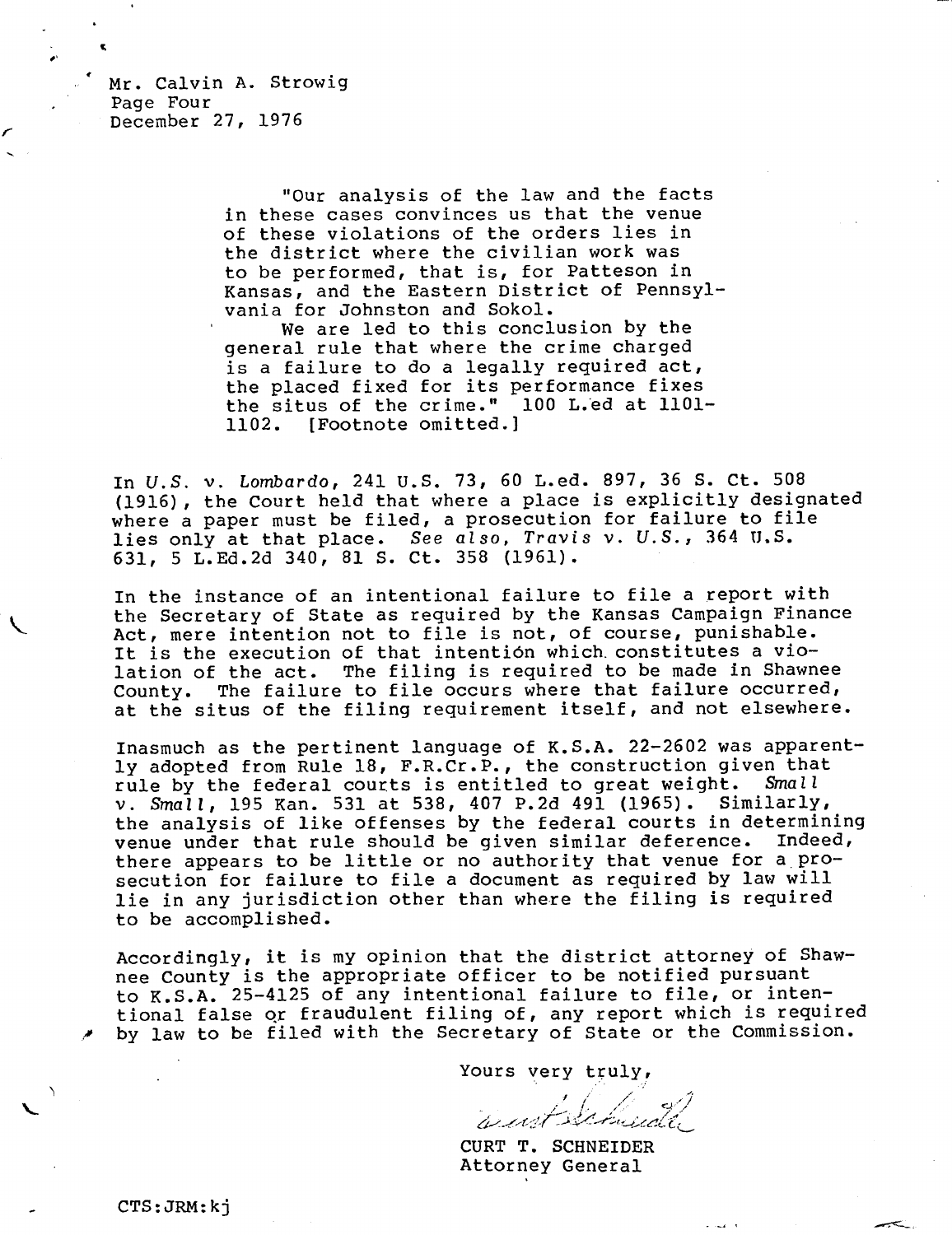Mr. Calvin A. Strowig
Page Four
December 27, 1976

> "Our analysis of the law and the facts in these cases convinces us that the venue of these violations of the orders lies in the district where the civilian work was to be performed, that is, for Patteson in Kansas, and the Eastern District of Pennsylvania for Johnston and Sokol.
>
> We are led to this conclusion by the general rule that where the crime charged is a failure to do a legally required act, the placed fixed for its performance fixes the situs of the crime." 100 L.ed at 1101-1102. [Footnote omitted.]

In *U.S.* v. *Lombardo*, 241 U.S. 73, 60 L.ed. 897, 36 S. Ct. 508 (1916), the Court held that where a place is explicitly designated where a paper must be filed, a prosecution for failure to file lies only at that place. *See also*, *Travis* v. *U.S.*, 364 U.S. 631, 5 L.Ed.2d 340, 81 S. Ct. 358 (1961).

In the instance of an intentional failure to file a report with the Secretary of State as required by the Kansas Campaign Finance Act, mere intention not to file is not, of course, punishable. It is the execution of that intentión which constitutes a violation of the act. The filing is required to be made in Shawnee County. The failure to file occurs where that failure occurred, at the situs of the filing requirement itself, and not elsewhere.

Inasmuch as the pertinent language of K.S.A. 22-2602 was apparently adopted from Rule 18, F.R.Cr.P., the construction given that rule by the federal courts is entitled to great weight. *Small* v. *Small*, 195 Kan. 531 at 538, 407 P.2d 491 (1965). Similarly, the analysis of like offenses by the federal courts in determining venue under that rule should be given similar deference. Indeed, there appears to be little or no authority that venue for a prosecution for failure to file a document as required by law will lie in any jurisdiction other than where the filing is required to be accomplished.

Accordingly, it is my opinion that the district attorney of Shawnee County is the appropriate officer to be notified pursuant to K.S.A. 25-4125 of any intentional failure to file, or intentional false or fraudulent filing of, any report which is required by law to be filed with the Secretary of State or the Commission.

Yours very truly,

Curt Schneider

CURT T. SCHNEIDER
Attorney General

CTS:JRM:kj